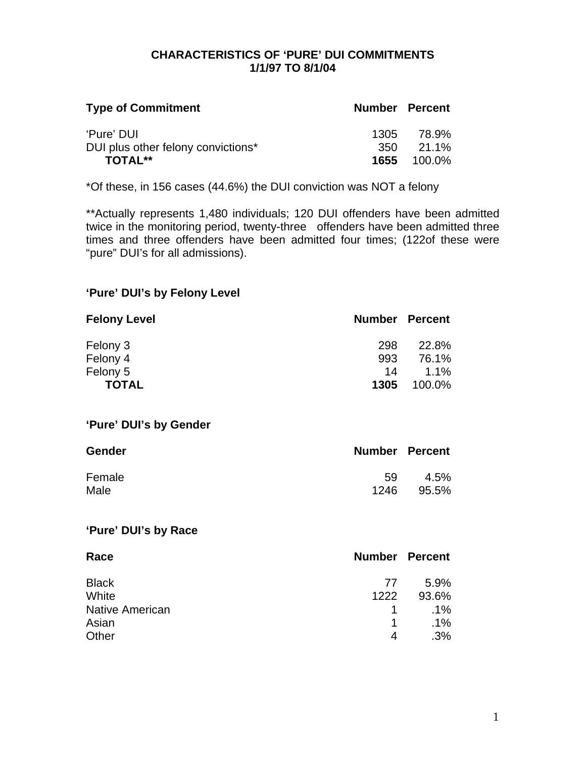# CHARACTERISTICS OF 'PURE' DUI COMMITMENTS
## 1/1/97 TO 8/1/04

| Type of Commitment | Number | Percent |
|---|---|---|
| 'Pure' DUI | 1305 | 78.9% |
| DUI plus other felony convictions* | 350 | 21.1% |
| **TOTAL**** | **1655** | 100.0% |

*Of these, in 156 cases (44.6%) the DUI conviction was NOT a felony

**Actually represents 1,480 individuals; 120 DUI offenders have been admitted twice in the monitoring period, twenty-three offenders have been admitted three times and three offenders have been admitted four times; (122of these were "pure" DUI's for all admissions).

### 'Pure' DUI's by Felony Level

| Felony Level | Number | Percent |
|---|---|---|
| Felony 3 | 298 | 22.8% |
| Felony 4 | 993 | 76.1% |
| Felony 5 | 14 | 1.1% |
| **TOTAL** | **1305** | 100.0% |

### 'Pure' DUI's by Gender

| Gender | Number | Percent |
|---|---|---|
| Female | 59 | 4.5% |
| Male | 1246 | 95.5% |

### 'Pure' DUI's by Race

| Race | Number | Percent |
|---|---|---|
| Black | 77 | 5.9% |
| White | 1222 | 93.6% |
| Native American | 1 | .1% |
| Asian | 1 | .1% |
| Other | 4 | .3% |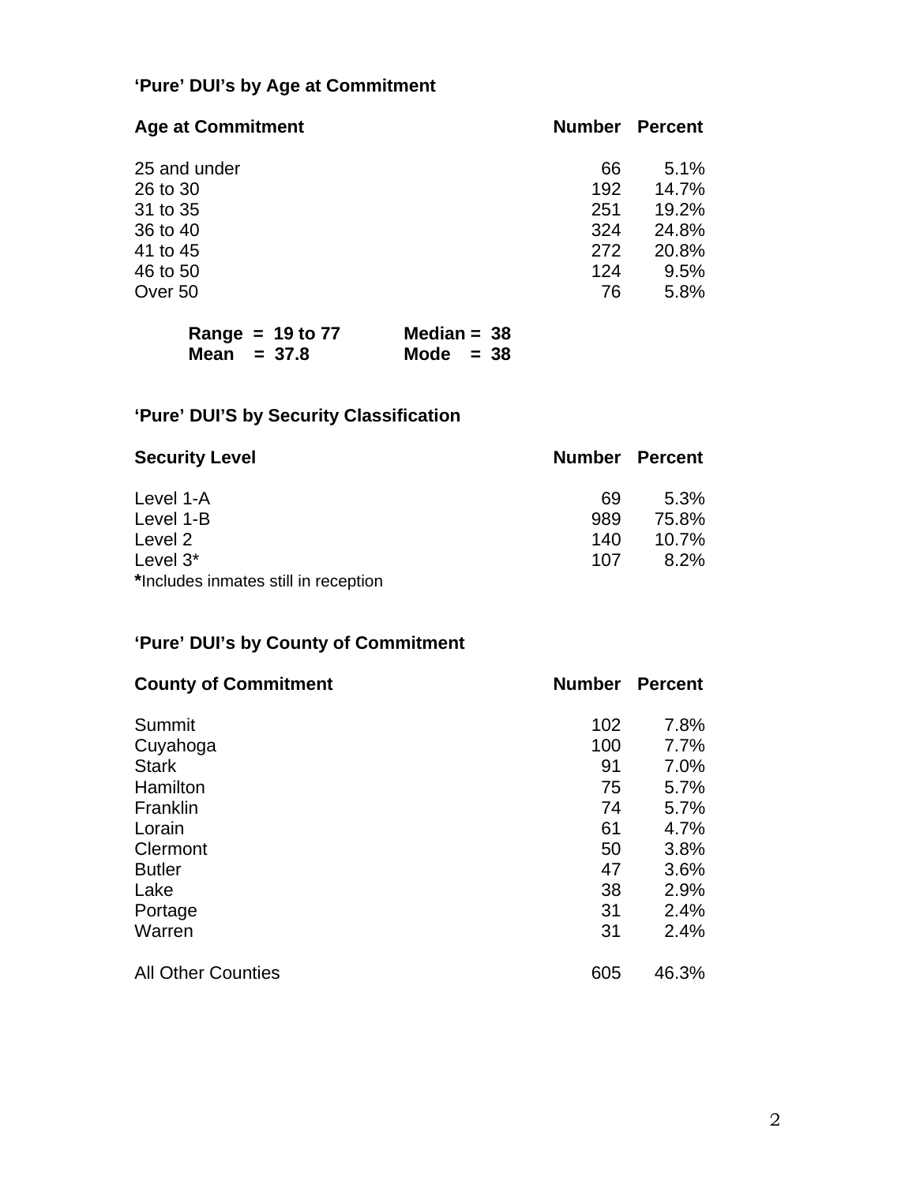### 'Pure' DUI's by Age at Commitment

| Age at Commitment | Number | Percent |
|---|---|---|
| 25 and under | 66 | 5.1% |
| 26 to 30 | 192 | 14.7% |
| 31 to 35 | 251 | 19.2% |
| 36 to 40 | 324 | 24.8% |
| 41 to 45 | 272 | 20.8% |
| 46 to 50 | 124 | 9.5% |
| Over 50 | 76 | 5.8% |

**Range = 19 to 77 Median = 38**
**Mean = 37.8 Mode = 38**

### 'Pure' DUI'S by Security Classification

| Security Level | Number | Percent |
|---|---|---|
| Level 1-A | 69 | 5.3% |
| Level 1-B | 989 | 75.8% |
| Level 2 | 140 | 10.7% |
| Level 3* | 107 | 8.2% |

**\***Includes inmates still in reception

### 'Pure' DUI's by County of Commitment

| County of Commitment | Number | Percent |
|---|---|---|
| Summit | 102 | 7.8% |
| Cuyahoga | 100 | 7.7% |
| Stark | 91 | 7.0% |
| Hamilton | 75 | 5.7% |
| Franklin | 74 | 5.7% |
| Lorain | 61 | 4.7% |
| Clermont | 50 | 3.8% |
| Butler | 47 | 3.6% |
| Lake | 38 | 2.9% |
| Portage | 31 | 2.4% |
| Warren | 31 | 2.4% |
| All Other Counties | 605 | 46.3% |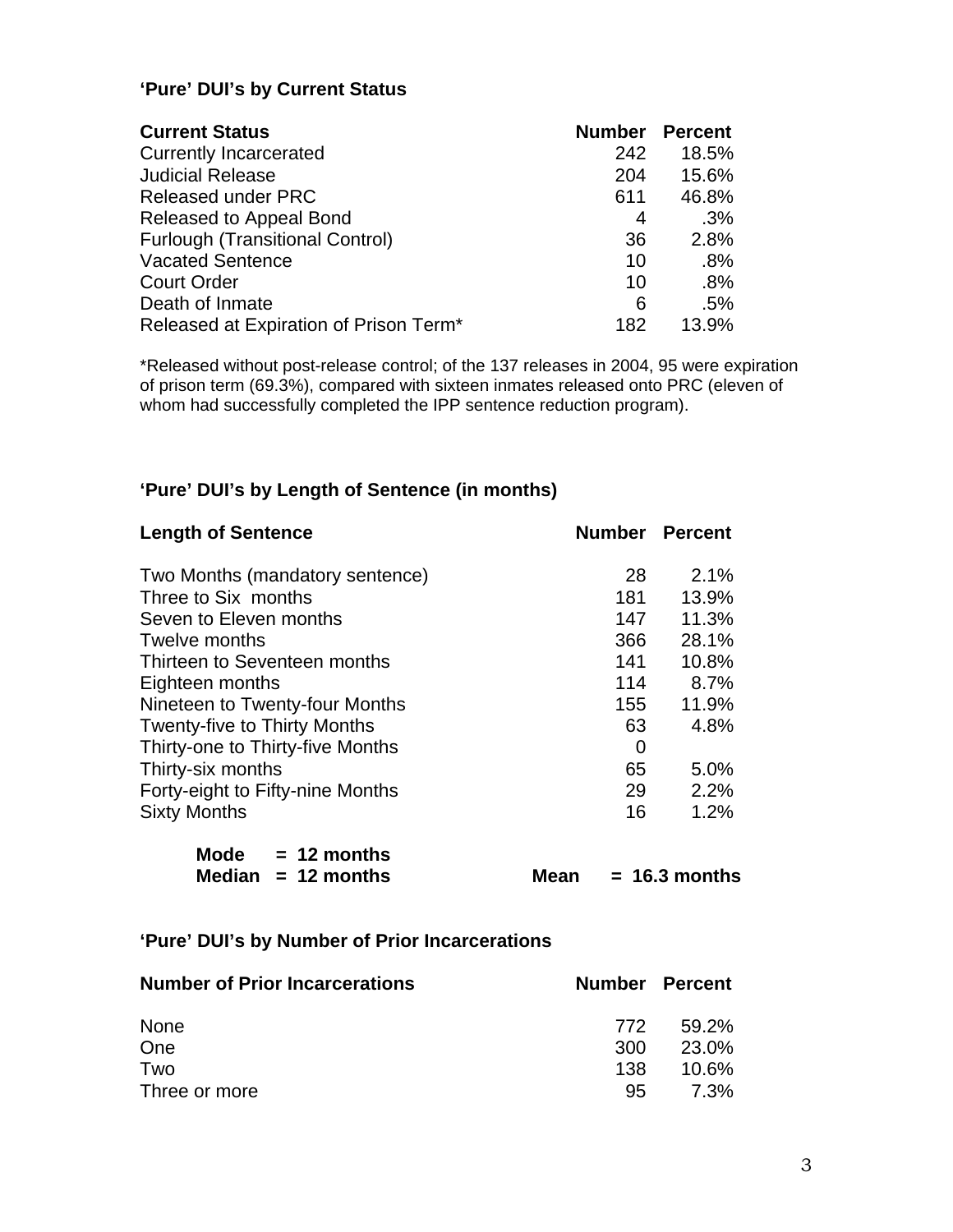### 'Pure' DUI's by Current Status

| Current Status | Number | Percent |
|---|---|---|
| Currently Incarcerated | 242 | 18.5% |
| Judicial Release | 204 | 15.6% |
| Released under PRC | 611 | 46.8% |
| Released to Appeal Bond | 4 | .3% |
| Furlough (Transitional Control) | 36 | 2.8% |
| Vacated Sentence | 10 | .8% |
| Court Order | 10 | .8% |
| Death of Inmate | 6 | .5% |
| Released at Expiration of Prison Term* | 182 | 13.9% |

*Released without post-release control; of the 137 releases in 2004, 95 were expiration of prison term (69.3%), compared with sixteen inmates released onto PRC (eleven of whom had successfully completed the IPP sentence reduction program).

### 'Pure' DUI's by Length of Sentence (in months)

| Length of Sentence | Number | Percent |
|---|---|---|
| Two Months (mandatory sentence) | 28 | 2.1% |
| Three to Six months | 181 | 13.9% |
| Seven to Eleven months | 147 | 11.3% |
| Twelve months | 366 | 28.1% |
| Thirteen to Seventeen months | 141 | 10.8% |
| Eighteen months | 114 | 8.7% |
| Nineteen to Twenty-four Months | 155 | 11.9% |
| Twenty-five to Thirty Months | 63 | 4.8% |
| Thirty-one to Thirty-five Months | 0 | |
| Thirty-six months | 65 | 5.0% |
| Forty-eight to Fifty-nine Months | 29 | 2.2% |
| Sixty Months | 16 | 1.2% |

**Mode = 12 months**
**Median = 12 months** **Mean = 16.3 months**

### 'Pure' DUI's by Number of Prior Incarcerations

| Number of Prior Incarcerations | Number | Percent |
|---|---|---|
| None | 772 | 59.2% |
| One | 300 | 23.0% |
| Two | 138 | 10.6% |
| Three or more | 95 | 7.3% |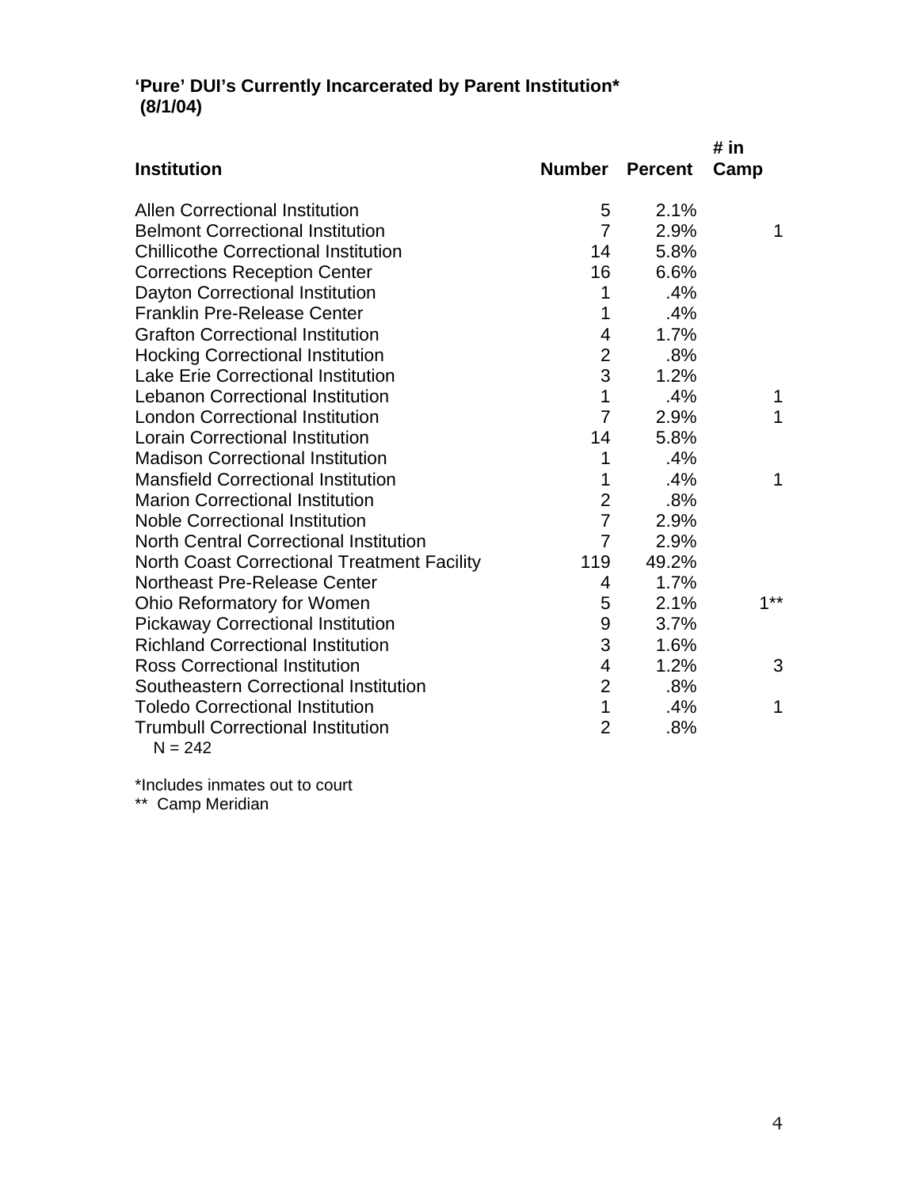**'Pure' DUI's Currently Incarcerated by Parent Institution***
**(8/1/04)**

| Institution | Number | Percent | # in Camp |
|---|---|---|---|
| Allen Correctional Institution | 5 | 2.1% | |
| Belmont Correctional Institution | 7 | 2.9% | 1 |
| Chillicothe Correctional Institution | 14 | 5.8% | |
| Corrections Reception Center | 16 | 6.6% | |
| Dayton Correctional Institution | 1 | .4% | |
| Franklin Pre-Release Center | 1 | .4% | |
| Grafton Correctional Institution | 4 | 1.7% | |
| Hocking Correctional Institution | 2 | .8% | |
| Lake Erie Correctional Institution | 3 | 1.2% | |
| Lebanon Correctional Institution | 1 | .4% | 1 |
| London Correctional Institution | 7 | 2.9% | 1 |
| Lorain Correctional Institution | 14 | 5.8% | |
| Madison Correctional Institution | 1 | .4% | |
| Mansfield Correctional Institution | 1 | .4% | 1 |
| Marion Correctional Institution | 2 | .8% | |
| Noble Correctional Institution | 7 | 2.9% | |
| North Central Correctional Institution | 7 | 2.9% | |
| North Coast Correctional Treatment Facility | 119 | 49.2% | |
| Northeast Pre-Release Center | 4 | 1.7% | |
| Ohio Reformatory for Women | 5 | 2.1% | 1** |
| Pickaway Correctional Institution | 9 | 3.7% | |
| Richland Correctional Institution | 3 | 1.6% | |
| Ross Correctional Institution | 4 | 1.2% | 3 |
| Southeastern Correctional Institution | 2 | .8% | |
| Toledo Correctional Institution | 1 | .4% | 1 |
| Trumbull Correctional Institution | 2 | .8% | |

N = 242

*Includes inmates out to court

** Camp Meridian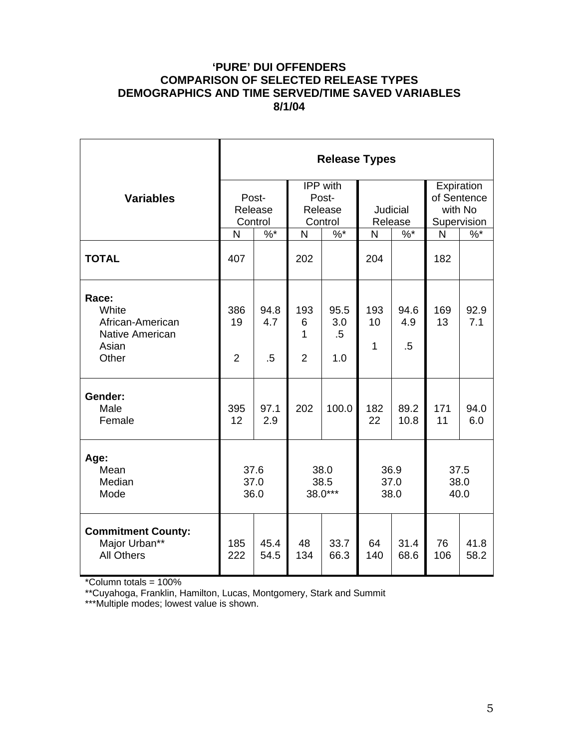# 'PURE' DUI OFFENDERS
## COMPARISON OF SELECTED RELEASE TYPES
## DEMOGRAPHICS AND TIME SERVED/TIME SAVED VARIABLES
## 8/1/04

| Variables | Release Types | | | | | | | |
|---|---|---|---|---|---|---|---|---|
| | Post-Release Control | | IPP with Post-Release Control | | Judicial Release | | Expiration of Sentence with No Supervision | |
| | N | %* | N | %* | N | %* | N | %* |
| **TOTAL** | 407 | | 202 | | 204 | | 182 | |
| **Race:** | | | | | | | | |
| White | 386 | 94.8 | 193 | 95.5 | 193 | 94.6 | 169 | 92.9 |
| African-American | 19 | 4.7 | 6 | 3.0 | 10 | 4.9 | 13 | 7.1 |
| Native American | | | 1 | .5 | | | | |
| Asian | | | | | 1 | .5 | | |
| Other | 2 | .5 | 2 | 1.0 | | | | |
| **Gender:** | | | | | | | | |
| Male | 395 | 97.1 | 202 | 100.0 | 182 | 89.2 | 171 | 94.0 |
| Female | 12 | 2.9 | | | 22 | 10.8 | 11 | 6.0 |
| **Age:** | | | | | | | | |
| Mean | 37.6 | | 38.0 | | 36.9 | | 37.5 | |
| Median | 37.0 | | 38.5 | | 37.0 | | 38.0 | |
| Mode | 36.0 | | 38.0*** | | 38.0 | | 40.0 | |
| **Commitment County:** | | | | | | | | |
| Major Urban** | 185 | 45.4 | 48 | 33.7 | 64 | 31.4 | 76 | 41.8 |
| All Others | 222 | 54.5 | 134 | 66.3 | 140 | 68.6 | 106 | 58.2 |

*Column totals = 100%

**Cuyahoga, Franklin, Hamilton, Lucas, Montgomery, Stark and Summit

***Multiple modes; lowest value is shown.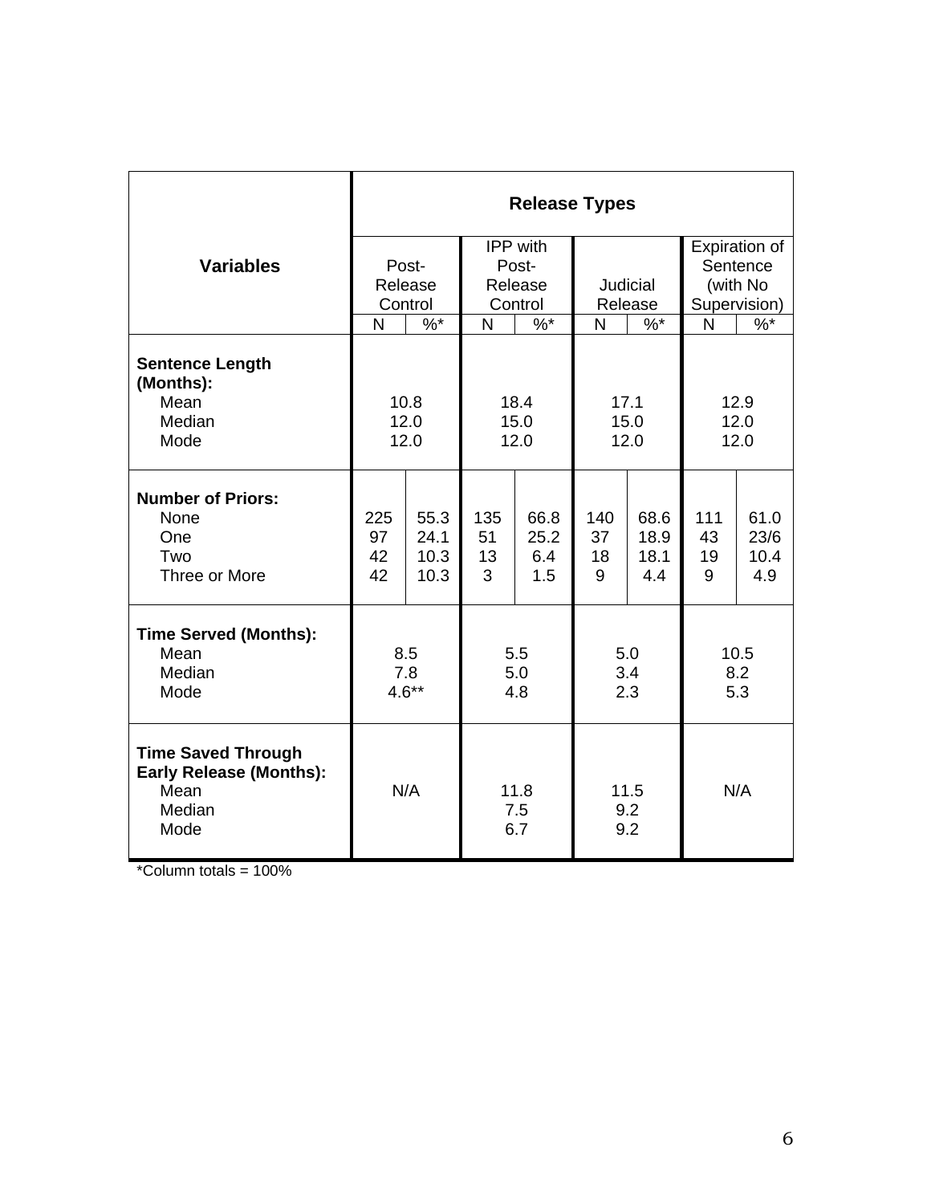| Variables | Release Types | | | | | | | |
|---|---|---|---|---|---|---|---|---|
| | Post-Release Control | | IPP with Post-Release Control | | Judicial Release | | Expiration of Sentence (with No Supervision) | |
| | N | %* | N | %* | N | %* | N | %* |
| **Sentence Length (Months):** | | | | | | | | |
| Mean | 10.8 | | 18.4 | | 17.1 | | 12.9 | |
| Median | 12.0 | | 15.0 | | 15.0 | | 12.0 | |
| Mode | 12.0 | | 12.0 | | 12.0 | | 12.0 | |
| **Number of Priors:** | | | | | | | | |
| None | 225 | 55.3 | 135 | 66.8 | 140 | 68.6 | 111 | 61.0 |
| One | 97 | 24.1 | 51 | 25.2 | 37 | 18.9 | 43 | 23/6 |
| Two | 42 | 10.3 | 13 | 6.4 | 18 | 18.1 | 19 | 10.4 |
| Three or More | 42 | 10.3 | 3 | 1.5 | 9 | 4.4 | 9 | 4.9 |
| **Time Served (Months):** | | | | | | | | |
| Mean | 8.5 | | 5.5 | | 5.0 | | 10.5 | |
| Median | 7.8 | | 5.0 | | 3.4 | | 8.2 | |
| Mode | 4.6** | | 4.8 | | 2.3 | | 5.3 | |
| **Time Saved Through Early Release (Months):** | | | | | | | | |
| Mean | N/A | | 11.8 | | 11.5 | | N/A | |
| Median | | | 7.5 | | 9.2 | | | |
| Mode | | | 6.7 | | 9.2 | | | |

*Column totals = 100%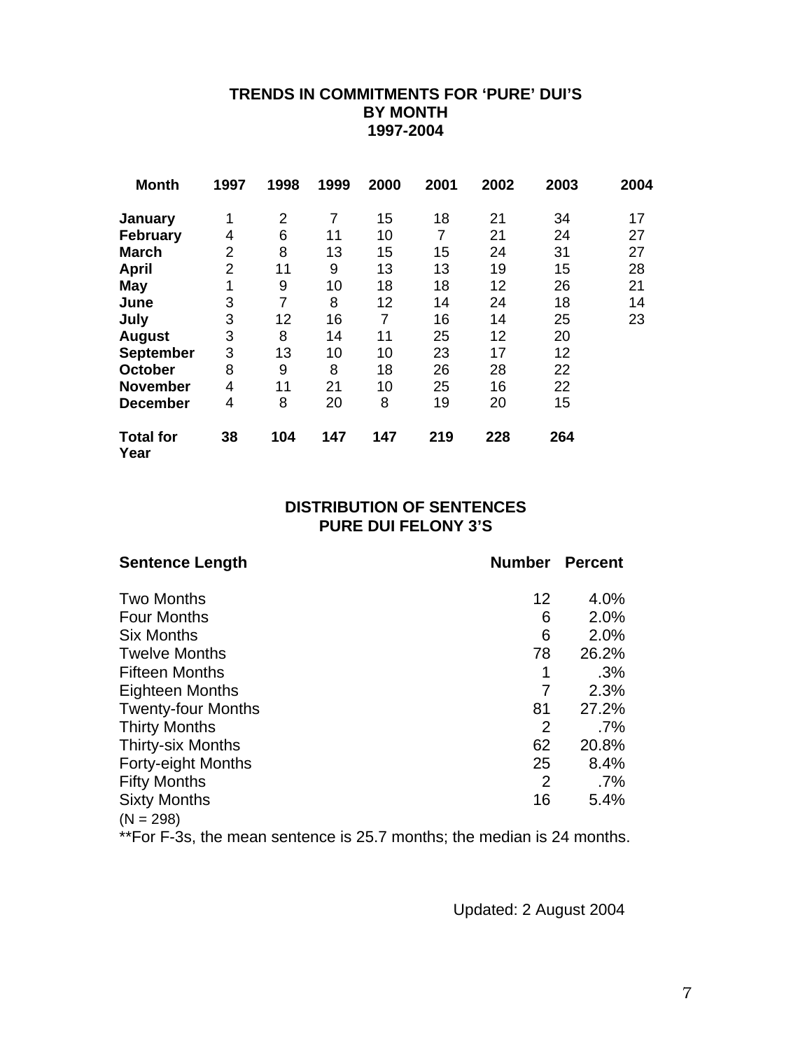## TRENDS IN COMMITMENTS FOR 'PURE' DUI'S
## BY MONTH
## 1997-2004

| Month | 1997 | 1998 | 1999 | 2000 | 2001 | 2002 | 2003 | 2004 |
|---|---|---|---|---|---|---|---|---|
| **January** | 1 | 2 | 7 | 15 | 18 | 21 | 34 | 17 |
| **February** | 4 | 6 | 11 | 10 | 7 | 21 | 24 | 27 |
| **March** | 2 | 8 | 13 | 15 | 15 | 24 | 31 | 27 |
| **April** | 2 | 11 | 9 | 13 | 13 | 19 | 15 | 28 |
| **May** | 1 | 9 | 10 | 18 | 18 | 12 | 26 | 21 |
| **June** | 3 | 7 | 8 | 12 | 14 | 24 | 18 | 14 |
| **July** | 3 | 12 | 16 | 7 | 16 | 14 | 25 | 23 |
| **August** | 3 | 8 | 14 | 11 | 25 | 12 | 20 | |
| **September** | 3 | 13 | 10 | 10 | 23 | 17 | 12 | |
| **October** | 8 | 9 | 8 | 18 | 26 | 28 | 22 | |
| **November** | 4 | 11 | 21 | 10 | 25 | 16 | 22 | |
| **December** | 4 | 8 | 20 | 8 | 19 | 20 | 15 | |
| **Total for Year** | **38** | **104** | **147** | **147** | **219** | **228** | **264** | |

## DISTRIBUTION OF SENTENCES
## PURE DUI FELONY 3'S

| Sentence Length | Number | Percent |
|---|---|---|
| Two Months | 12 | 4.0% |
| Four Months | 6 | 2.0% |
| Six Months | 6 | 2.0% |
| Twelve Months | 78 | 26.2% |
| Fifteen Months | 1 | .3% |
| Eighteen Months | 7 | 2.3% |
| Twenty-four Months | 81 | 27.2% |
| Thirty Months | 2 | .7% |
| Thirty-six Months | 62 | 20.8% |
| Forty-eight Months | 25 | 8.4% |
| Fifty Months | 2 | .7% |
| Sixty Months | 16 | 5.4% |

(N = 298)

**For F-3s, the mean sentence is 25.7 months; the median is 24 months.

Updated: 2 August 2004